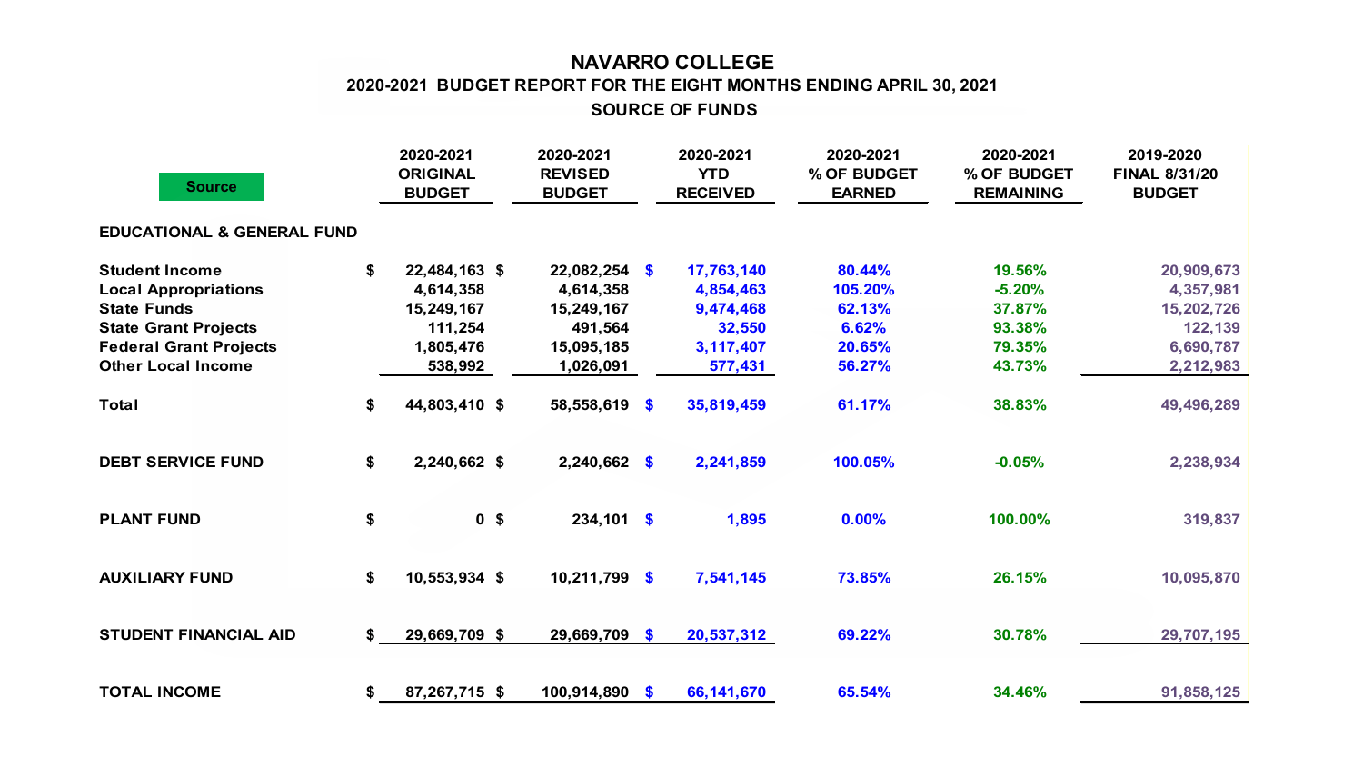# NAVARRO COLLEGE

## 2020-2021 BUDGET REPORT FOR THE EIGHT MONTHS ENDING APRIL 30, 2021

### SOURCE OF FUNDS

| Source | 2020-2021 ORIGINAL BUDGET | 2020-2021 REVISED BUDGET | 2020-2021 YTD RECEIVED | 2020-2021 % OF BUDGET EARNED | 2020-2021 % OF BUDGET REMAINING | 2019-2020 FINAL 8/31/20 BUDGET |
|---|---|---|---|---|---|---|
| **EDUCATIONAL & GENERAL FUND** | | | | | | |
| **Student Income** | $ 22,484,163 | $ 22,082,254 | $ 17,763,140 | 80.44% | 19.56% | 20,909,673 |
| **Local Appropriations** | 4,614,358 | 4,614,358 | 4,854,463 | 105.20% | -5.20% | 4,357,981 |
| **State Funds** | 15,249,167 | 15,249,167 | 9,474,468 | 62.13% | 37.87% | 15,202,726 |
| **State Grant Projects** | 111,254 | 491,564 | 32,550 | 6.62% | 93.38% | 122,139 |
| **Federal Grant Projects** | 1,805,476 | 15,095,185 | 3,117,407 | 20.65% | 79.35% | 6,690,787 |
| **Other Local Income** | 538,992 | 1,026,091 | 577,431 | 56.27% | 43.73% | 2,212,983 |
| **Total** | $ 44,803,410 | $ 58,558,619 | $ 35,819,459 | 61.17% | 38.83% | 49,496,289 |
| **DEBT SERVICE FUND** | $ 2,240,662 | $ 2,240,662 | $ 2,241,859 | 100.05% | -0.05% | 2,238,934 |
| **PLANT FUND** | $ 0 | $ 234,101 | $ 1,895 | 0.00% | 100.00% | 319,837 |
| **AUXILIARY FUND** | $ 10,553,934 | $ 10,211,799 | $ 7,541,145 | 73.85% | 26.15% | 10,095,870 |
| **STUDENT FINANCIAL AID** | $ 29,669,709 | $ 29,669,709 | $ 20,537,312 | 69.22% | 30.78% | 29,707,195 |
| **TOTAL INCOME** | $ 87,267,715 | $ 100,914,890 | $ 66,141,670 | 65.54% | 34.46% | 91,858,125 |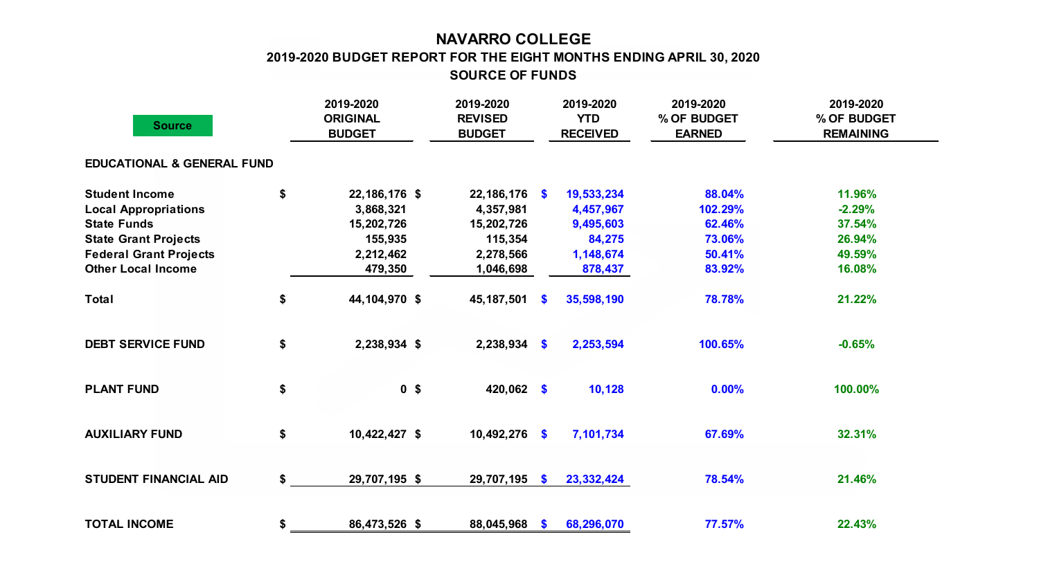# NAVARRO COLLEGE

## 2019-2020 BUDGET REPORT FOR THE EIGHT MONTHS ENDING APRIL 30, 2020

## SOURCE OF FUNDS

| Source | 2019-2020 ORIGINAL BUDGET | 2019-2020 REVISED BUDGET | 2019-2020 YTD RECEIVED | 2019-2020 % OF BUDGET EARNED | 2019-2020 % OF BUDGET REMAINING |
|---|---|---|---|---|---|
| **EDUCATIONAL & GENERAL FUND** | | | | | |
| Student Income | $ 22,186,176 | $ 22,186,176 | $ 19,533,234 | 88.04% | 11.96% |
| Local Appropriations | 3,868,321 | 4,357,981 | 4,457,967 | 102.29% | -2.29% |
| State Funds | 15,202,726 | 15,202,726 | 9,495,603 | 62.46% | 37.54% |
| State Grant Projects | 155,935 | 115,354 | 84,275 | 73.06% | 26.94% |
| Federal Grant Projects | 2,212,462 | 2,278,566 | 1,148,674 | 50.41% | 49.59% |
| Other Local Income | 479,350 | 1,046,698 | 878,437 | 83.92% | 16.08% |
| Total | $ 44,104,970 | $ 45,187,501 | $ 35,598,190 | 78.78% | 21.22% |
| **DEBT SERVICE FUND** | $ 2,238,934 | $ 2,238,934 | $ 2,253,594 | 100.65% | -0.65% |
| **PLANT FUND** | $ 0 | $ 420,062 | $ 10,128 | 0.00% | 100.00% |
| **AUXILIARY FUND** | $ 10,422,427 | $ 10,492,276 | $ 7,101,734 | 67.69% | 32.31% |
| **STUDENT FINANCIAL AID** | $ 29,707,195 | $ 29,707,195 | $ 23,332,424 | 78.54% | 21.46% |
| **TOTAL INCOME** | $ 86,473,526 | $ 88,045,968 | $ 68,296,070 | 77.57% | 22.43% |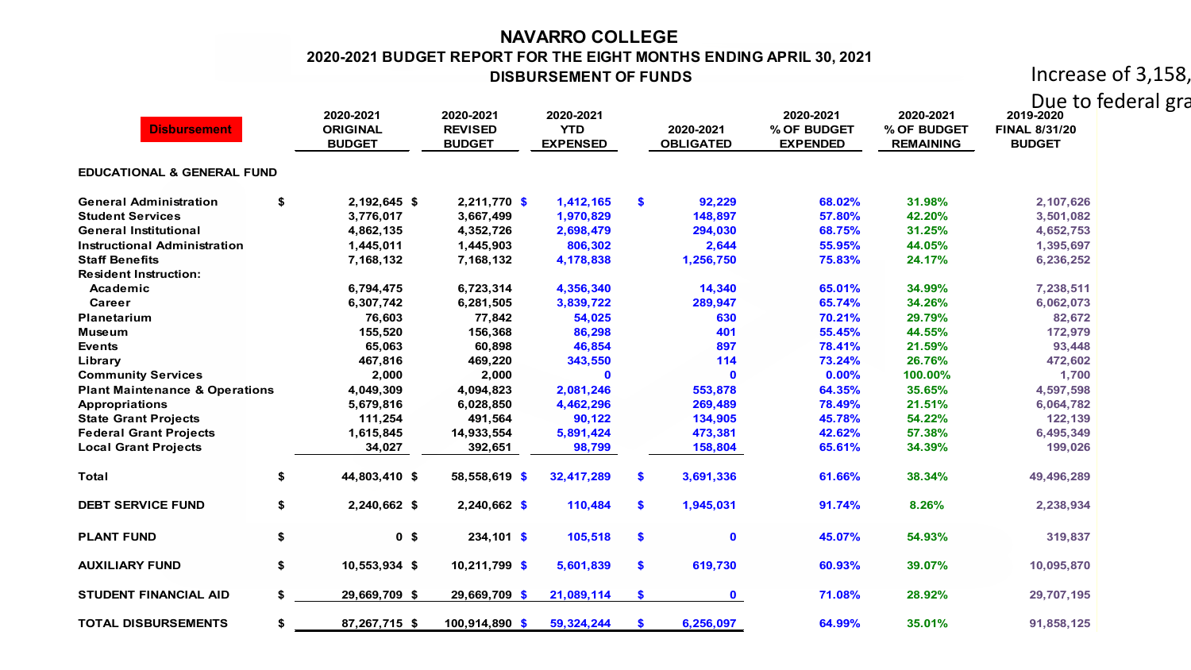# NAVARRO COLLEGE

## 2020-2021 BUDGET REPORT FOR THE EIGHT MONTHS ENDING APRIL 30, 2021

## DISBURSEMENT OF FUNDS

Increase of 3,158,

Due to federal gra

| Disbursement | 2020-2021 ORIGINAL BUDGET | 2020-2021 REVISED BUDGET | 2020-2021 YTD EXPENSED | 2020-2021 OBLIGATED | 2020-2021 % OF BUDGET EXPENDED | 2020-2021 % OF BUDGET REMAINING | 2019-2020 FINAL 8/31/20 BUDGET |
|---|---|---|---|---|---|---|---|
| **EDUCATIONAL & GENERAL FUND** | | | | | | | |
| General Administration | $ 2,192,645 | $ 2,211,770 | $ 1,412,165 | $ 92,229 | 68.02% | 31.98% | 2,107,626 |
| Student Services | 3,776,017 | 3,667,499 | 1,970,829 | 148,897 | 57.80% | 42.20% | 3,501,082 |
| General Institutional | 4,862,135 | 4,352,726 | 2,698,479 | 294,030 | 68.75% | 31.25% | 4,652,753 |
| Instructional Administration | 1,445,011 | 1,445,903 | 806,302 | 2,644 | 55.95% | 44.05% | 1,395,697 |
| Staff Benefits | 7,168,132 | 7,168,132 | 4,178,838 | 1,256,750 | 75.83% | 24.17% | 6,236,252 |
| Resident Instruction: | | | | | | | |
| Academic | 6,794,475 | 6,723,314 | 4,356,340 | 14,340 | 65.01% | 34.99% | 7,238,511 |
| Career | 6,307,742 | 6,281,505 | 3,839,722 | 289,947 | 65.74% | 34.26% | 6,062,073 |
| Planetarium | 76,603 | 77,842 | 54,025 | 630 | 70.21% | 29.79% | 82,672 |
| Museum | 155,520 | 156,368 | 86,298 | 401 | 55.45% | 44.55% | 172,979 |
| Events | 65,063 | 60,898 | 46,854 | 897 | 78.41% | 21.59% | 93,448 |
| Library | 467,816 | 469,220 | 343,550 | 114 | 73.24% | 26.76% | 472,602 |
| Community Services | 2,000 | 2,000 | 0 | 0 | 0.00% | 100.00% | 1,700 |
| Plant Maintenance & Operations | 4,049,309 | 4,094,823 | 2,081,246 | 553,878 | 64.35% | 35.65% | 4,597,598 |
| Appropriations | 5,679,816 | 6,028,850 | 4,462,296 | 269,489 | 78.49% | 21.51% | 6,064,782 |
| State Grant Projects | 111,254 | 491,564 | 90,122 | 134,905 | 45.78% | 54.22% | 122,139 |
| Federal Grant Projects | 1,615,845 | 14,933,554 | 5,891,424 | 473,381 | 42.62% | 57.38% | 6,495,349 |
| Local Grant Projects | 34,027 | 392,651 | 98,799 | 158,804 | 65.61% | 34.39% | 199,026 |
| **Total** | $ 44,803,410 | $ 58,558,619 | $ 32,417,289 | $ 3,691,336 | 61.66% | 38.34% | 49,496,289 |
| **DEBT SERVICE FUND** | $ 2,240,662 | $ 2,240,662 | $ 110,484 | $ 1,945,031 | 91.74% | 8.26% | 2,238,934 |
| **PLANT FUND** | $ 0 | $ 234,101 | $ 105,518 | $ 0 | 45.07% | 54.93% | 319,837 |
| **AUXILIARY FUND** | $ 10,553,934 | $ 10,211,799 | $ 5,601,839 | $ 619,730 | 60.93% | 39.07% | 10,095,870 |
| **STUDENT FINANCIAL AID** | $ 29,669,709 | $ 29,669,709 | $ 21,089,114 | $ 0 | 71.08% | 28.92% | 29,707,195 |
| **TOTAL DISBURSEMENTS** | $ 87,267,715 | $ 100,914,890 | $ 59,324,244 | $ 6,256,097 | 64.99% | 35.01% | 91,858,125 |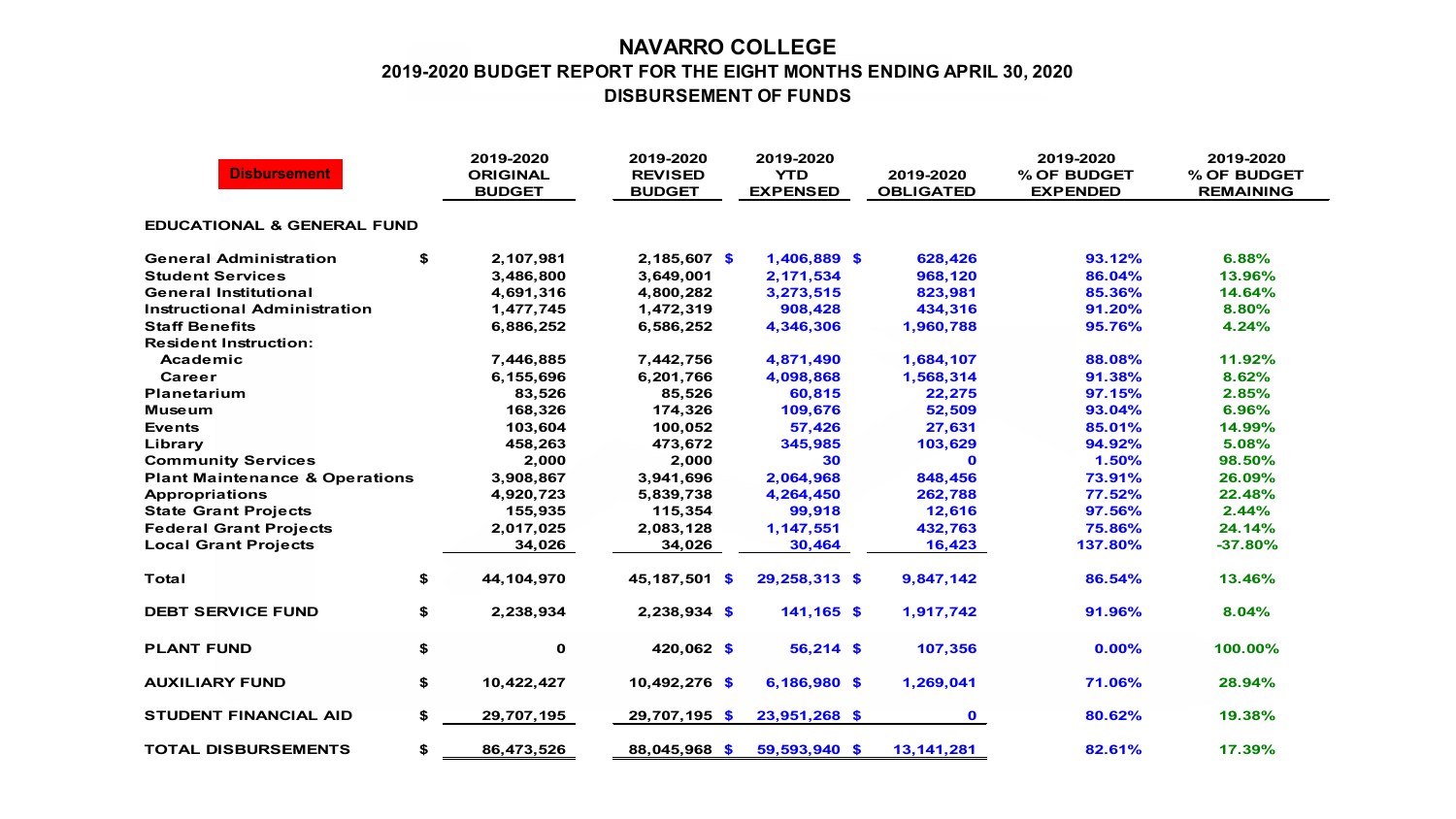# NAVARRO COLLEGE

## 2019-2020 BUDGET REPORT FOR THE EIGHT MONTHS ENDING APRIL 30, 2020

## DISBURSEMENT OF FUNDS

| Disbursement | | 2019-2020 ORIGINAL BUDGET | 2019-2020 REVISED BUDGET | | 2019-2020 YTD EXPENSED | | 2019-2020 OBLIGATED | 2019-2020 % OF BUDGET EXPENDED | 2019-2020 % OF BUDGET REMAINING |
|---|---|---|---|---|---|---|---|---|---|
| **EDUCATIONAL & GENERAL FUND** | | | | | | | | | |
| General Administration | $ | 2,107,981 | 2,185,607 | $ | 1,406,889 | $ | 628,426 | 93.12% | 6.88% |
| Student Services | | 3,486,800 | 3,649,001 | | 2,171,534 | | 968,120 | 86.04% | 13.96% |
| General Institutional | | 4,691,316 | 4,800,282 | | 3,273,515 | | 823,981 | 85.36% | 14.64% |
| Instructional Administration | | 1,477,745 | 1,472,319 | | 908,428 | | 434,316 | 91.20% | 8.80% |
| Staff Benefits | | 6,886,252 | 6,586,252 | | 4,346,306 | | 1,960,788 | 95.76% | 4.24% |
| Resident Instruction: | | | | | | | | | |
| Academic | | 7,446,885 | 7,442,756 | | 4,871,490 | | 1,684,107 | 88.08% | 11.92% |
| Career | | 6,155,696 | 6,201,766 | | 4,098,868 | | 1,568,314 | 91.38% | 8.62% |
| Planetarium | | 83,526 | 85,526 | | 60,815 | | 22,275 | 97.15% | 2.85% |
| Museum | | 168,326 | 174,326 | | 109,676 | | 52,509 | 93.04% | 6.96% |
| Events | | 103,604 | 100,052 | | 57,426 | | 27,631 | 85.01% | 14.99% |
| Library | | 458,263 | 473,672 | | 345,985 | | 103,629 | 94.92% | 5.08% |
| Community Services | | 2,000 | 2,000 | | 30 | | 0 | 1.50% | 98.50% |
| Plant Maintenance & Operations | | 3,908,867 | 3,941,696 | | 2,064,968 | | 848,456 | 73.91% | 26.09% |
| Appropriations | | 4,920,723 | 5,839,738 | | 4,264,450 | | 262,788 | 77.52% | 22.48% |
| State Grant Projects | | 155,935 | 115,354 | | 99,918 | | 12,616 | 97.56% | 2.44% |
| Federal Grant Projects | | 2,017,025 | 2,083,128 | | 1,147,551 | | 432,763 | 75.86% | 24.14% |
| Local Grant Projects | | 34,026 | 34,026 | | 30,464 | | 16,423 | 137.80% | -37.80% |
| **Total** | $ | 44,104,970 | 45,187,501 | $ | 29,258,313 | $ | 9,847,142 | 86.54% | 13.46% |
| **DEBT SERVICE FUND** | $ | 2,238,934 | 2,238,934 | $ | 141,165 | $ | 1,917,742 | 91.96% | 8.04% |
| **PLANT FUND** | $ | 0 | 420,062 | $ | 56,214 | $ | 107,356 | 0.00% | 100.00% |
| **AUXILIARY FUND** | $ | 10,422,427 | 10,492,276 | $ | 6,186,980 | $ | 1,269,041 | 71.06% | 28.94% |
| **STUDENT FINANCIAL AID** | $ | 29,707,195 | 29,707,195 | $ | 23,951,268 | $ | 0 | 80.62% | 19.38% |
| **TOTAL DISBURSEMENTS** | $ | 86,473,526 | 88,045,968 | $ | 59,593,940 | $ | 13,141,281 | 82.61% | 17.39% |